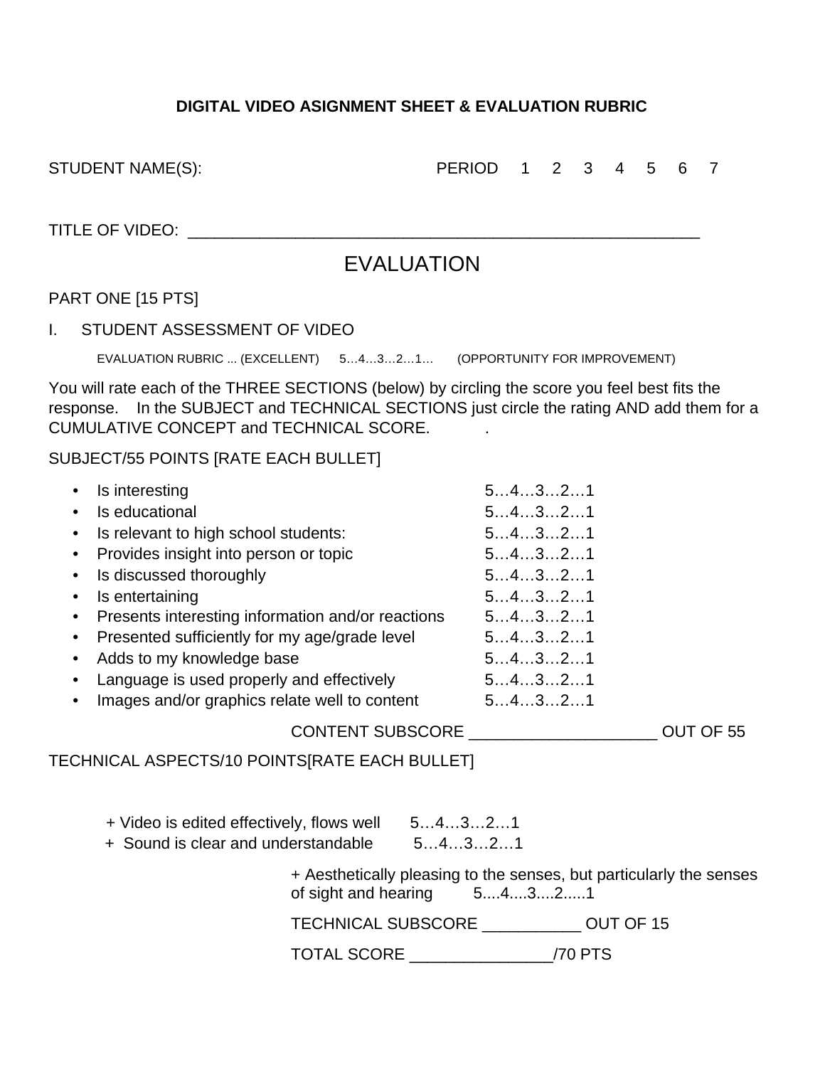## DIGITAL VIDEO ASIGNMENT SHEET & EVALUATION RUBRIC

STUDENT NAME(S): PERIOD 1 2 3 4 5 6 7

TITLE OF VIDEO: ______________________________________________________

# EVALUATION

PART ONE [15 PTS]

I. STUDENT ASSESSMENT OF VIDEO

EVALUATION RUBRIC ... (EXCELLENT) 5…4…3…2…1… (OPPORTUNITY FOR IMPROVEMENT)

You will rate each of the THREE SECTIONS (below) by circling the score you feel best fits the response. In the SUBJECT and TECHNICAL SECTIONS just circle the rating AND add them for a CUMULATIVE CONCEPT and TECHNICAL SCORE. .

SUBJECT/55 POINTS [RATE EACH BULLET]

- Is interesting 5…4…3…2…1
- Is educational 5…4…3…2…1
- Is relevant to high school students: 5…4…3…2…1
- Provides insight into person or topic 5…4…3…2…1
- Is discussed thoroughly 5…4…3…2…1
- Is entertaining 5…4…3…2…1
- Presents interesting information and/or reactions 5…4…3…2…1
- Presented sufficiently for my age/grade level 5…4…3…2…1
- Adds to my knowledge base 5…4…3…2…1
- Language is used properly and effectively 5…4…3…2…1
- Images and/or graphics relate well to content 5…4…3…2…1

CONTENT SUBSCORE ____________________ OUT OF 55

TECHNICAL ASPECTS/10 POINTS[RATE EACH BULLET]

+ Video is edited effectively, flows well 5…4…3…2…1
+ Sound is clear and understandable 5…4…3…2…1
+ Aesthetically pleasing to the senses, but particularly the senses of sight and hearing 5....4....3....2.....1

TECHNICAL SUBSCORE ___________ OUT OF 15

TOTAL SCORE ________________/70 PTS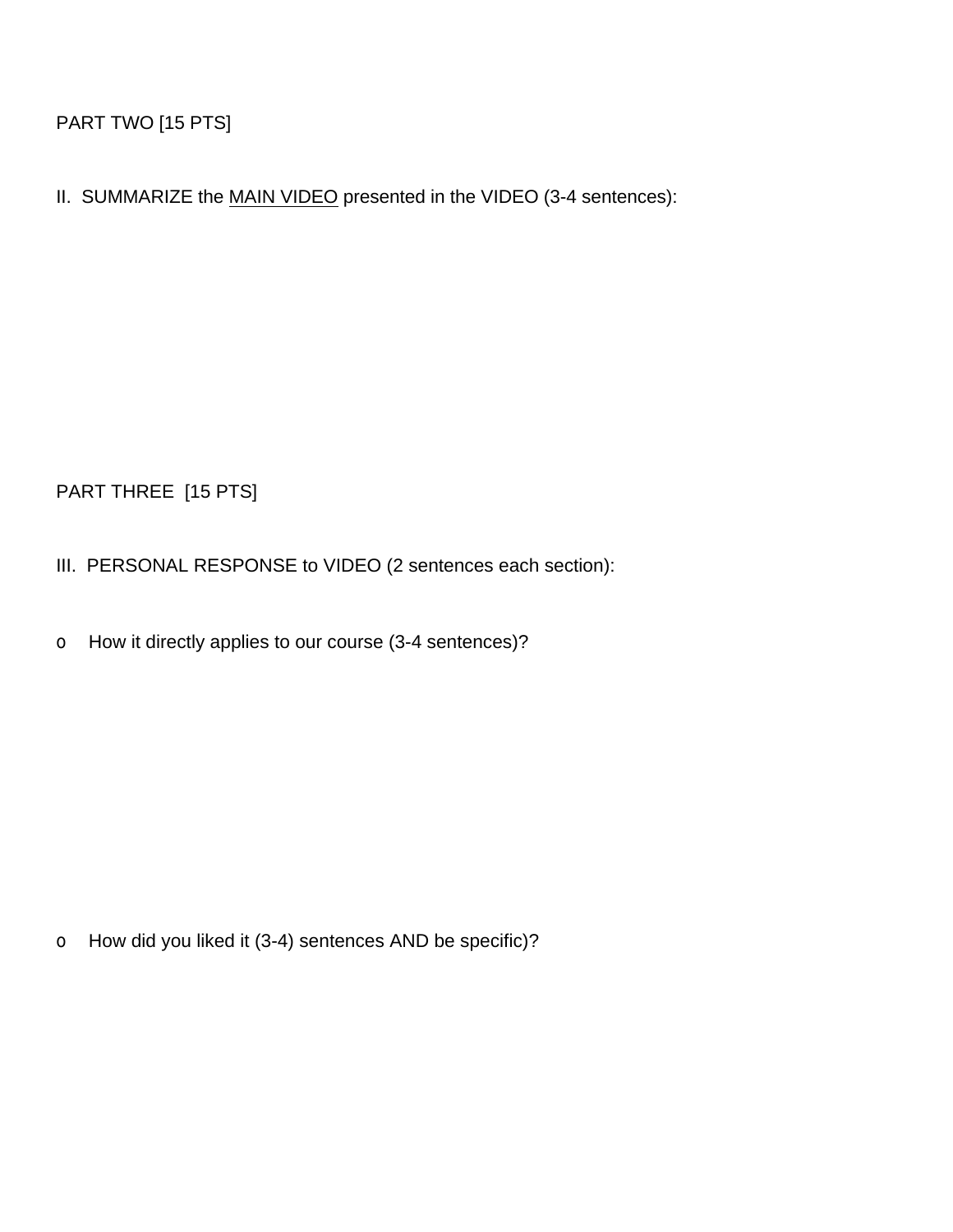PART TWO [15 PTS]

II. SUMMARIZE the MAIN VIDEO presented in the VIDEO (3-4 sentences):

PART THREE [15 PTS]

III. PERSONAL RESPONSE to VIDEO (2 sentences each section):

- How it directly applies to our course (3-4 sentences)?

- How did you liked it (3-4) sentences AND be specific)?